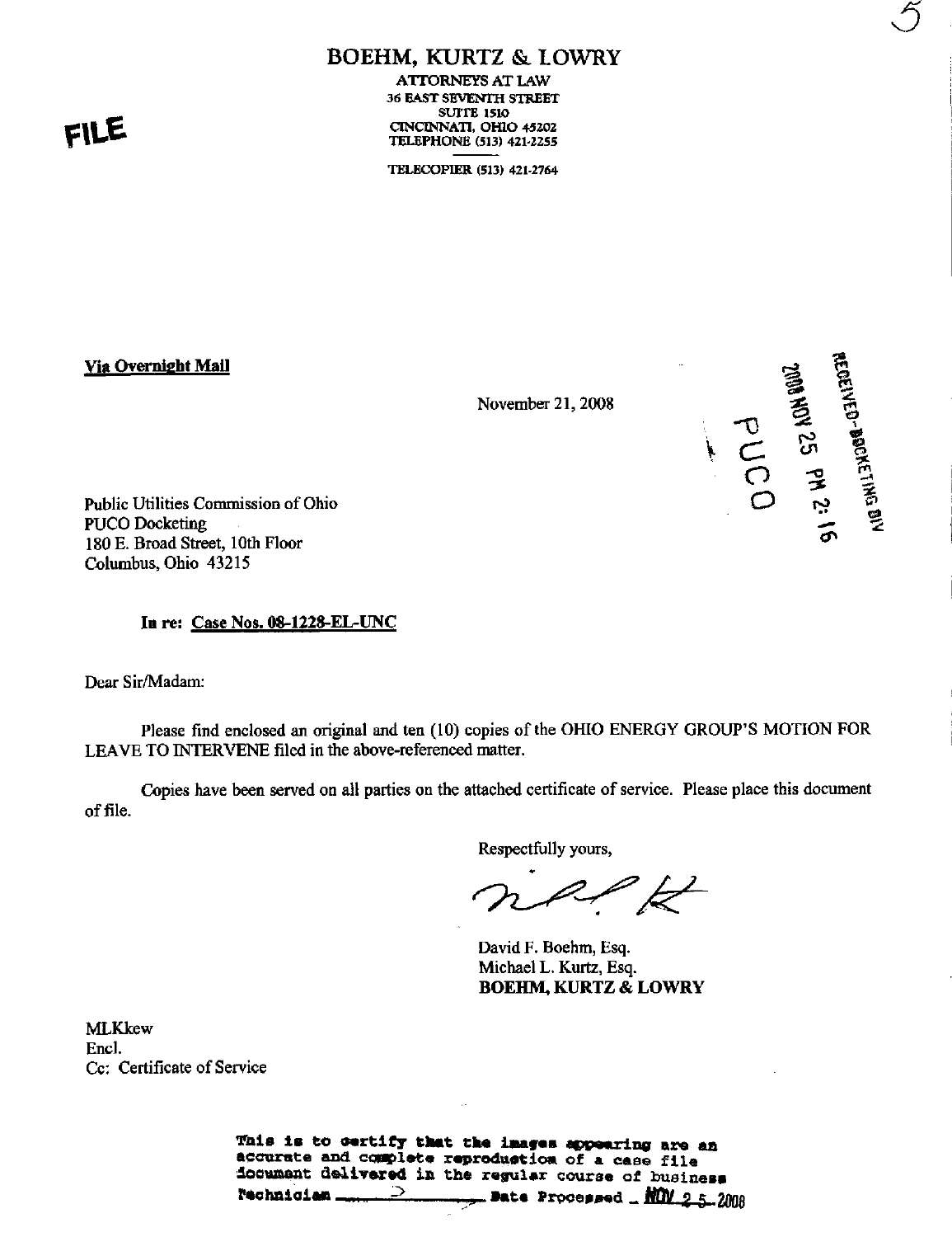FILE

# BOEHM, KURTZ & LOWRY

ATTORNEYS AT LAW
36 EAST SEVENTH STREET
SUITE 1510
CINCINNATI, OHIO 45202
TELEPHONE (513) 421-2255

TELECOPIER (513) 421-2764

RECEIVED-DOCKETING DIV
2008 NOV 25 PM 2:16
PUCO

**Via Overnight Mail**

November 21, 2008

Public Utilities Commission of Ohio
PUCO Docketing
180 E. Broad Street, 10th Floor
Columbus, Ohio 43215

**In re: Case Nos. 08-1228-EL-UNC**

Dear Sir/Madam:

Please find enclosed an original and ten (10) copies of the OHIO ENERGY GROUP'S MOTION FOR LEAVE TO INTERVENE filed in the above-referenced matter.

Copies have been served on all parties on the attached certificate of service. Please place this document of file.

Respectfully yours,

David F. Boehm, Esq.
Michael L. Kurtz, Esq.
**BOEHM, KURTZ & LOWRY**

MLKkew
Encl.
Cc: Certificate of Service

This is to certify that the images appearing are an accurate and complete reproduction of a case file document delivered in the regular course of business
Technician ______ Date Processed NOV 25 2008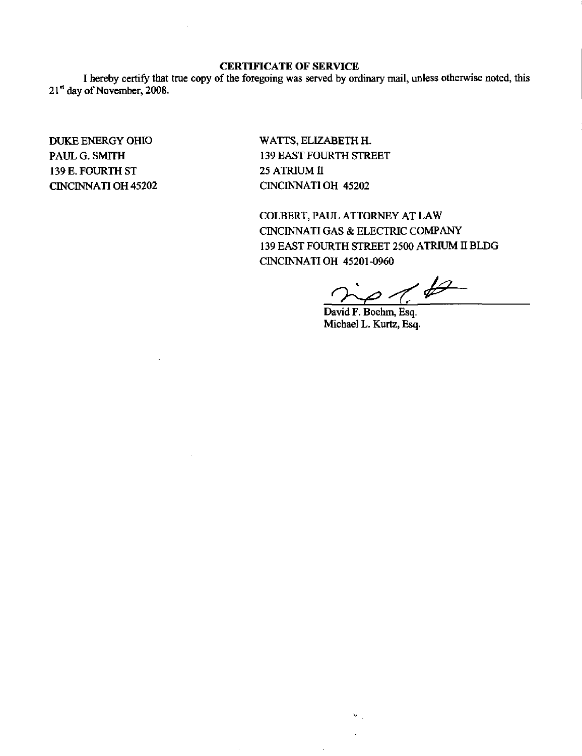**CERTIFICATE OF SERVICE**

I hereby certify that true copy of the foregoing was served by ordinary mail, unless otherwise noted, this 21st day of November, 2008.

DUKE ENERGY OHIO
PAUL G. SMITH
139 E. FOURTH ST
CINCINNATI OH 45202

WATTS, ELIZABETH H.
139 EAST FOURTH STREET
25 ATRIUM II
CINCINNATI OH 45202

COLBERT, PAUL ATTORNEY AT LAW
CINCINNATI GAS & ELECTRIC COMPANY
139 EAST FOURTH STREET 2500 ATRIUM II BLDG
CINCINNATI OH 45201-0960

David F. Boehm, Esq.
Michael L. Kurtz, Esq.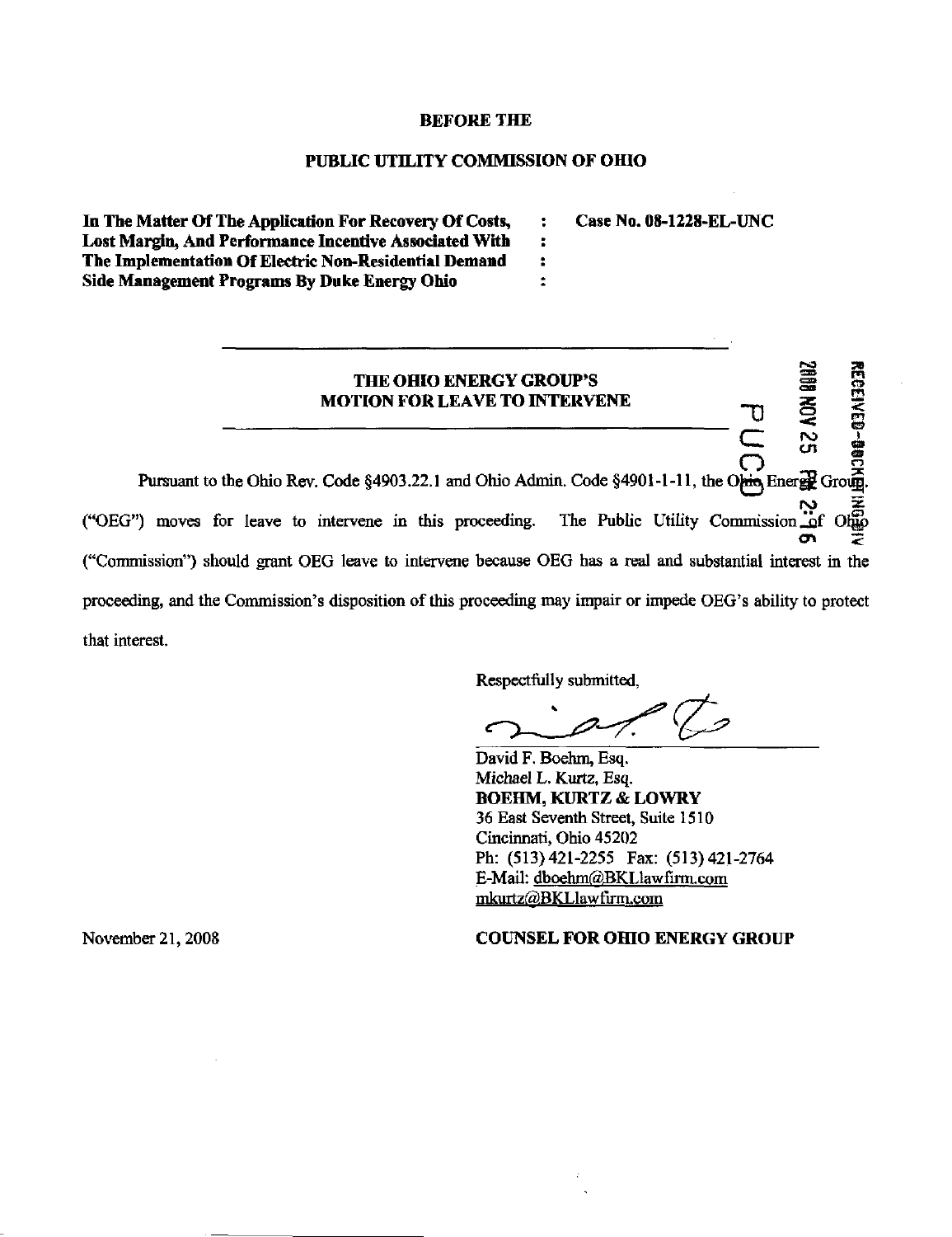**BEFORE THE**

**PUBLIC UTILITY COMMISSION OF OHIO**

| | | |
|---|---|---|
| **In The Matter Of The Application For Recovery Of Costs, Lost Margin, And Performance Incentive Associated With The Implementation Of Electric Non-Residential Demand Side Management Programs By Duke Energy Ohio** | : | **Case No. 08-1228-EL-UNC** |

---

**THE OHIO ENERGY GROUP'S MOTION FOR LEAVE TO INTERVENE**

---

Pursuant to the Ohio Rev. Code §4903.22.1 and Ohio Admin. Code §4901-1-11, the Ohio Energy Group ("OEG") moves for leave to intervene in this proceeding. The Public Utility Commission of Ohio ("Commission") should grant OEG leave to intervene because OEG has a real and substantial interest in the proceeding, and the Commission's disposition of this proceeding may impair or impede OEG's ability to protect that interest.

Respectfully submitted,

David F. Boehm, Esq.
Michael L. Kurtz, Esq.
**BOEHM, KURTZ & LOWRY**
36 East Seventh Street, Suite 1510
Cincinnati, Ohio 45202
Ph: (513) 421-2255 Fax: (513) 421-2764
E-Mail: dboehm@BKLlawfirm.com
mkurtz@BKLlawfirm.com

November 21, 2008

**COUNSEL FOR OHIO ENERGY GROUP**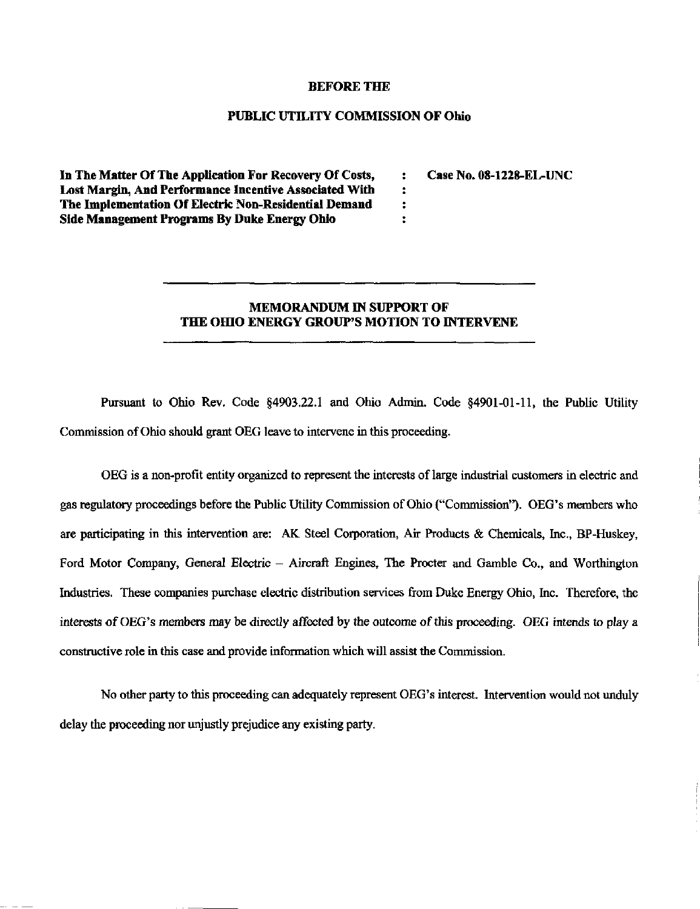**BEFORE THE**

**PUBLIC UTILITY COMMISSION OF Ohio**

| | | |
|---|---|---|
| **In The Matter Of The Application For Recovery Of Costs, Lost Margin, And Performance Incentive Associated With The Implementation Of Electric Non-Residential Demand Side Management Programs By Duke Energy Ohio** | : : : : | **Case No. 08-1228-EL-UNC** |

---

**MEMORANDUM IN SUPPORT OF THE OHIO ENERGY GROUP'S MOTION TO INTERVENE**

---

Pursuant to Ohio Rev. Code §4903.22.1 and Ohio Admin. Code §4901-01-11, the Public Utility Commission of Ohio should grant OEG leave to intervene in this proceeding.

OEG is a non-profit entity organized to represent the interests of large industrial customers in electric and gas regulatory proceedings before the Public Utility Commission of Ohio ("Commission"). OEG's members who are participating in this intervention are: AK Steel Corporation, Air Products & Chemicals, Inc., BP-Huskey, Ford Motor Company, General Electric – Aircraft Engines, The Procter and Gamble Co., and Worthington Industries. These companies purchase electric distribution services from Duke Energy Ohio, Inc. Therefore, the interests of OEG's members may be directly affected by the outcome of this proceeding. OEG intends to play a constructive role in this case and provide information which will assist the Commission.

No other party to this proceeding can adequately represent OEG's interest. Intervention would not unduly delay the proceeding nor unjustly prejudice any existing party.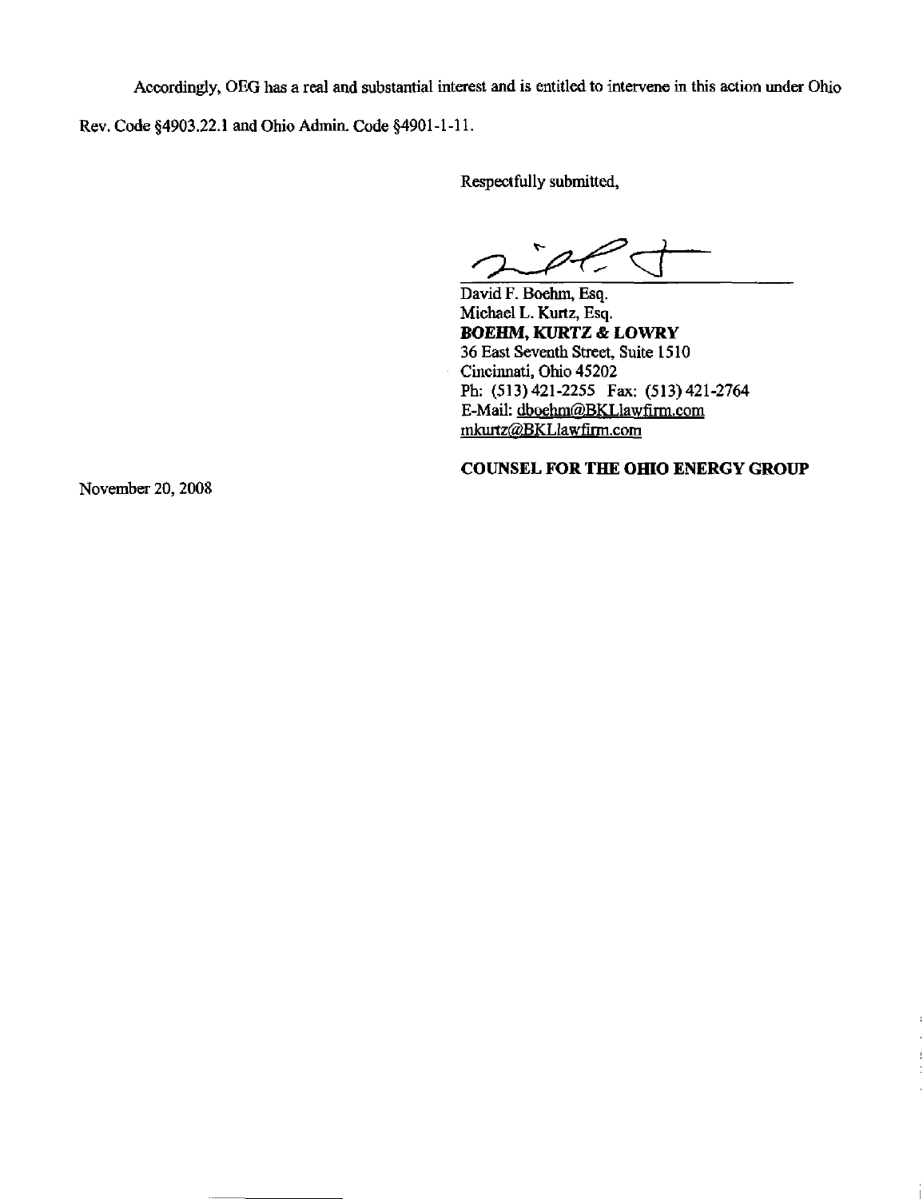Accordingly, OEG has a real and substantial interest and is entitled to intervene in this action under Ohio Rev. Code §4903.22.1 and Ohio Admin. Code §4901-1-11.

Respectfully submitted,

David F. Boehm, Esq.
Michael L. Kurtz, Esq.
***BOEHM, KURTZ & LOWRY***
36 East Seventh Street, Suite 1510
Cincinnati, Ohio 45202
Ph: (513) 421-2255 Fax: (513) 421-2764
E-Mail: dboehm@BKLlawfirm.com
mkurtz@BKLlawfirm.com

**COUNSEL FOR THE OHIO ENERGY GROUP**

November 20, 2008